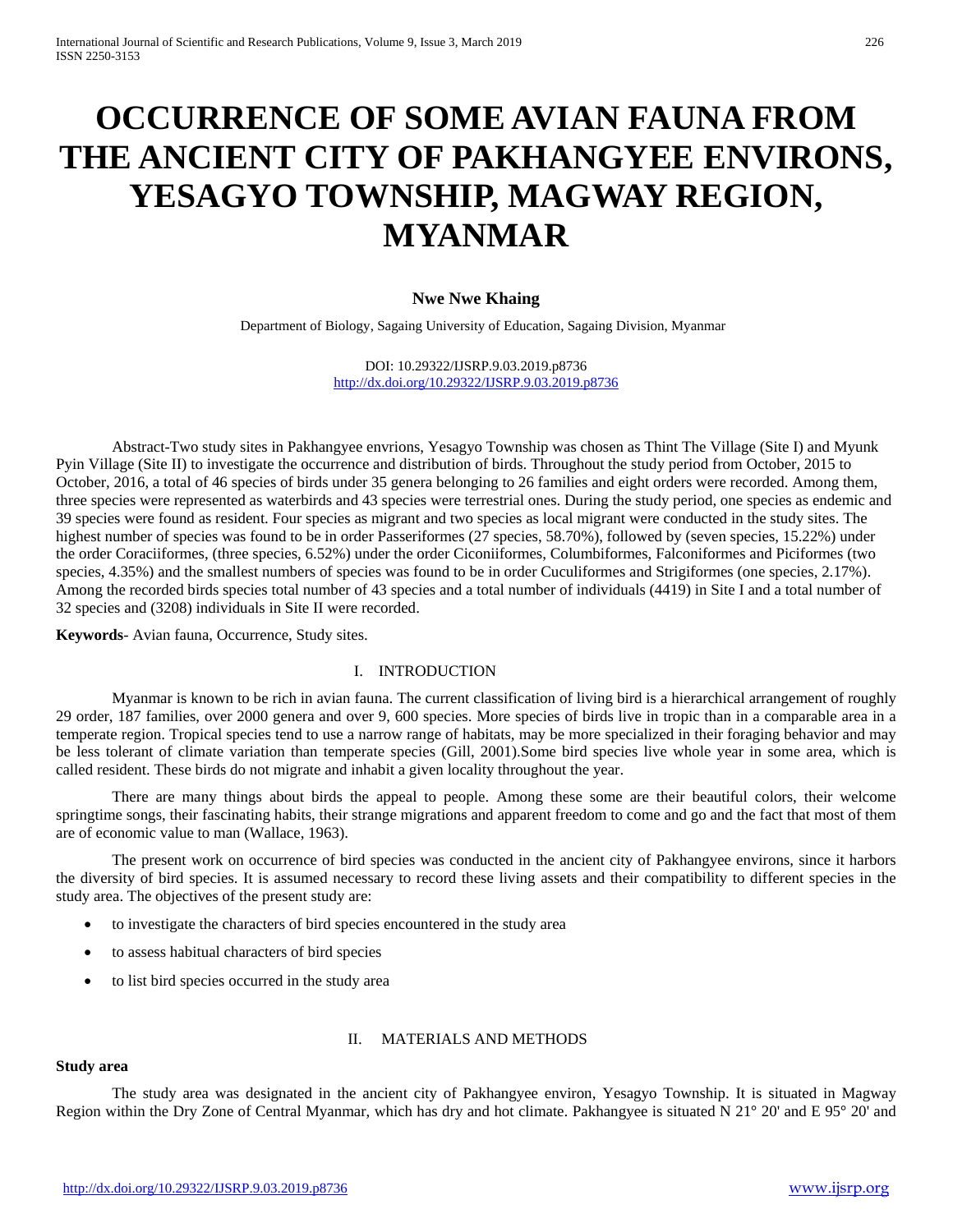// OCCURRENCE OF SOME AVIAN FAUNA FROM THE ANCIENT CITY OF PAKHANGYEE ENVIRONS, YESAGYO TOWNSHIP, MAGWAY REGION, MYANMAR

# OCCURRENCE OF SOME AVIAN FAUNA FROM THE ANCIENT CITY OF PAKHANGYEE ENVIRONS, YESAGYO TOWNSHIP, MAGWAY REGION, MYANMAR

**Nwe Nwe Khaing**

Department of Biology, Sagaing University of Education, Sagaing Division, Myanmar

DOI: 10.29322/IJSRP.9.03.2019.p8736
http://dx.doi.org/10.29322/IJSRP.9.03.2019.p8736

Abstract-Two study sites in Pakhangyee envrions, Yesagyo Township was chosen as Thint The Village (Site I) and Myunk Pyin Village (Site II) to investigate the occurrence and distribution of birds. Throughout the study period from October, 2015 to October, 2016, a total of 46 species of birds under 35 genera belonging to 26 families and eight orders were recorded. Among them, three species were represented as waterbirds and 43 species were terrestrial ones. During the study period, one species as endemic and 39 species were found as resident. Four species as migrant and two species as local migrant were conducted in the study sites. The highest number of species was found to be in order Passeriformes (27 species, 58.70%), followed by (seven species, 15.22%) under the order Coraciiformes, (three species, 6.52%) under the order Ciconiiformes, Columbiformes, Falconiformes and Piciformes (two species, 4.35%) and the smallest numbers of species was found to be in order Cuculiformes and Strigiformes (one species, 2.17%). Among the recorded birds species total number of 43 species and a total number of individuals (4419) in Site I and a total number of 32 species and (3208) individuals in Site II were recorded.

**Keywords**- Avian fauna, Occurrence, Study sites.

## I. INTRODUCTION

Myanmar is known to be rich in avian fauna. The current classification of living bird is a hierarchical arrangement of roughly 29 order, 187 families, over 2000 genera and over 9, 600 species. More species of birds live in tropic than in a comparable area in a temperate region. Tropical species tend to use a narrow range of habitats, may be more specialized in their foraging behavior and may be less tolerant of climate variation than temperate species (Gill, 2001).Some bird species live whole year in some area, which is called resident. These birds do not migrate and inhabit a given locality throughout the year.

There are many things about birds the appeal to people. Among these some are their beautiful colors, their welcome springtime songs, their fascinating habits, their strange migrations and apparent freedom to come and go and the fact that most of them are of economic value to man (Wallace, 1963).

The present work on occurrence of bird species was conducted in the ancient city of Pakhangyee environs, since it harbors the diversity of bird species. It is assumed necessary to record these living assets and their compatibility to different species in the study area. The objectives of the present study are:

- to investigate the characters of bird species encountered in the study area
- to assess habitual characters of bird species
- to list bird species occurred in the study area

## II. MATERIALS AND METHODS

### Study area

The study area was designated in the ancient city of Pakhangyee environ, Yesagyo Township. It is situated in Magway Region within the Dry Zone of Central Myanmar, which has dry and hot climate. Pakhangyee is situated N 21° 20' and E 95° 20' and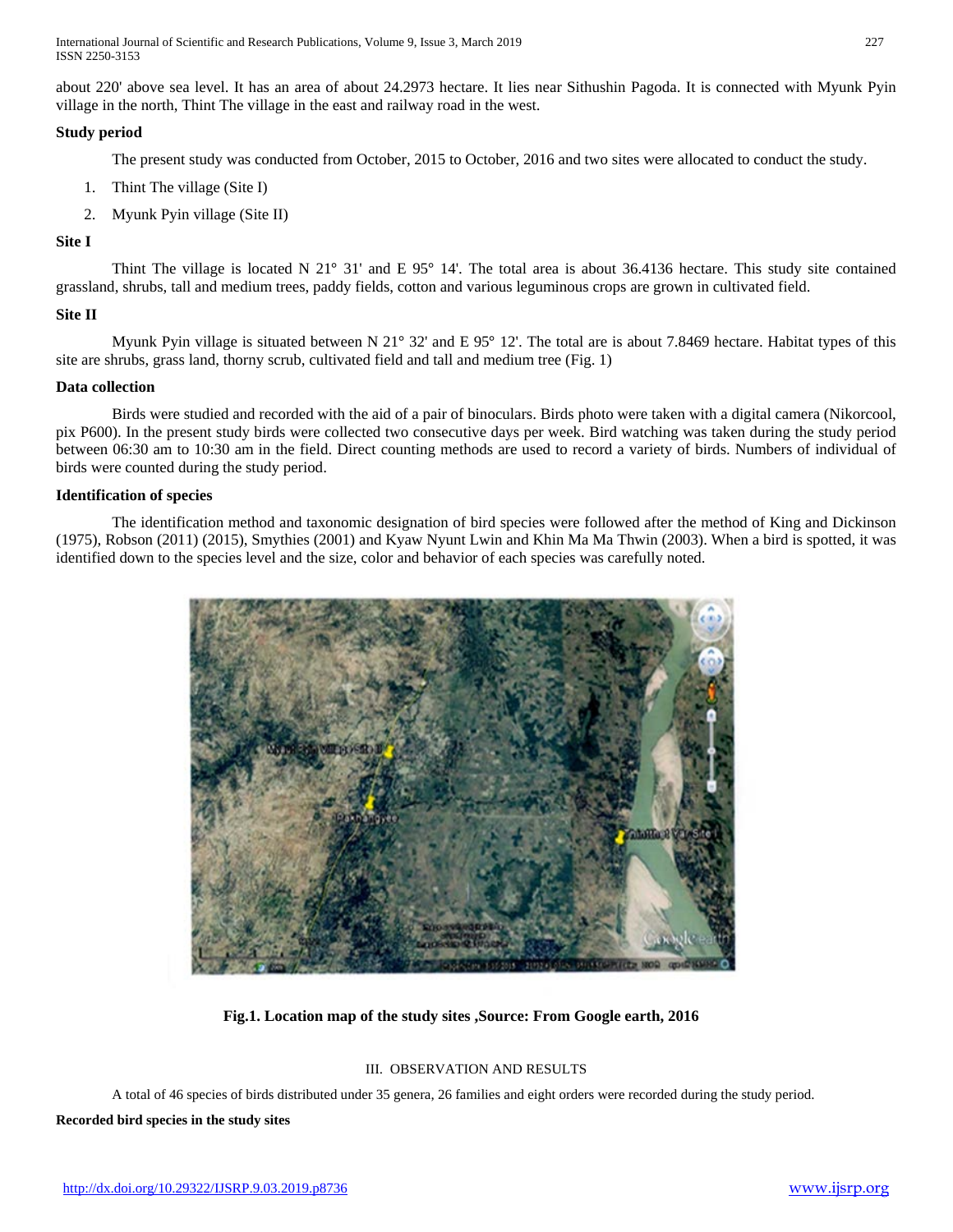about 220' above sea level. It has an area of about 24.2973 hectare. It lies near Sithushin Pagoda. It is connected with Myunk Pyin village in the north, Thint The village in the east and railway road in the west.

### Study period

The present study was conducted from October, 2015 to October, 2016 and two sites were allocated to conduct the study.

1. Thint The village (Site I)
2. Myunk Pyin village (Site II)

### Site I

Thint The village is located N 21° 31' and E 95° 14'. The total area is about 36.4136 hectare. This study site contained grassland, shrubs, tall and medium trees, paddy fields, cotton and various leguminous crops are grown in cultivated field.

### Site II

Myunk Pyin village is situated between N 21° 32' and E 95° 12'. The total are is about 7.8469 hectare. Habitat types of this site are shrubs, grass land, thorny scrub, cultivated field and tall and medium tree (Fig. 1)

### Data collection

Birds were studied and recorded with the aid of a pair of binoculars. Birds photo were taken with a digital camera (Nikorcool, pix P600). In the present study birds were collected two consecutive days per week. Bird watching was taken during the study period between 06:30 am to 10:30 am in the field. Direct counting methods are used to record a variety of birds. Numbers of individual of birds were counted during the study period.

### Identification of species

The identification method and taxonomic designation of bird species were followed after the method of King and Dickinson (1975), Robson (2011) (2015), Smythies (2001) and Kyaw Nyunt Lwin and Khin Ma Ma Thwin (2003). When a bird is spotted, it was identified down to the species level and the size, color and behavior of each species was carefully noted.

**Fig.1. Location map of the study sites ,Source: From Google earth, 2016**

## III. OBSERVATION AND RESULTS

A total of 46 species of birds distributed under 35 genera, 26 families and eight orders were recorded during the study period.

### Recorded bird species in the study sites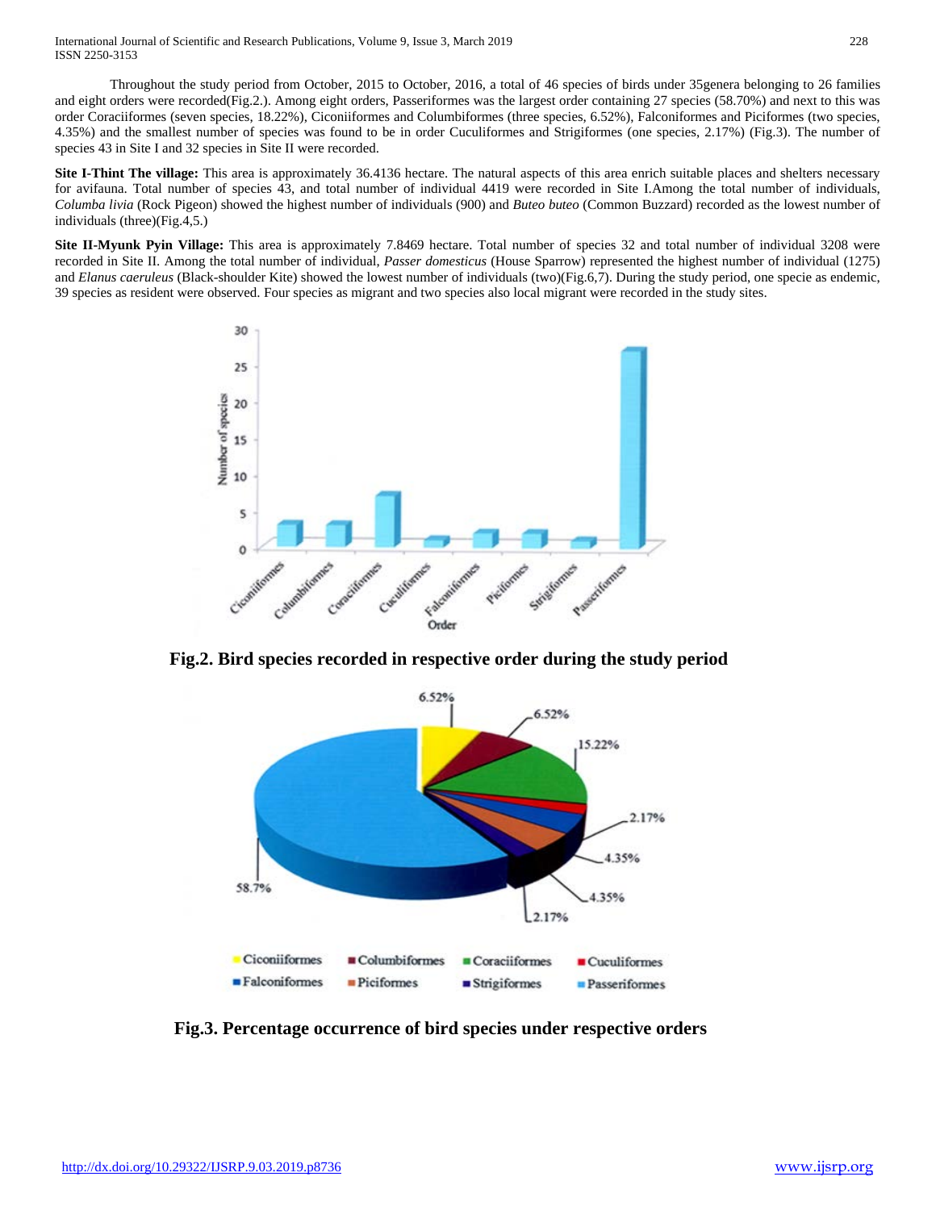Throughout the study period from October, 2015 to October, 2016, a total of 46 species of birds under 35genera belonging to 26 families and eight orders were recorded(Fig.2.). Among eight orders, Passeriformes was the largest order containing 27 species (58.70%) and next to this was order Coraciiformes (seven species, 18.22%), Ciconiiformes and Columbiformes (three species, 6.52%), Falconiformes and Piciformes (two species, 4.35%) and the smallest number of species was found to be in order Cuculiformes and Strigiformes (one species, 2.17%) (Fig.3). The number of species 43 in Site I and 32 species in Site II were recorded.

**Site I-Thint The village:** This area is approximately 36.4136 hectare. The natural aspects of this area enrich suitable places and shelters necessary for avifauna. Total number of species 43, and total number of individual 4419 were recorded in Site I.Among the total number of individuals, *Columba livia* (Rock Pigeon) showed the highest number of individuals (900) and *Buteo buteo* (Common Buzzard) recorded as the lowest number of individuals (three)(Fig.4,5.)

**Site II-Myunk Pyin Village:** This area is approximately 7.8469 hectare. Total number of species 32 and total number of individual 3208 were recorded in Site II. Among the total number of individual, *Passer domesticus* (House Sparrow) represented the highest number of individual (1275) and *Elanus caeruleus* (Black-shoulder Kite) showed the lowest number of individuals (two)(Fig.6,7). During the study period, one specie as endemic, 39 species as resident were observed. Four species as migrant and two species also local migrant were recorded in the study sites.

**Fig.2. Bird species recorded in respective order during the study period**

**Fig.3. Percentage occurrence of bird species under respective orders**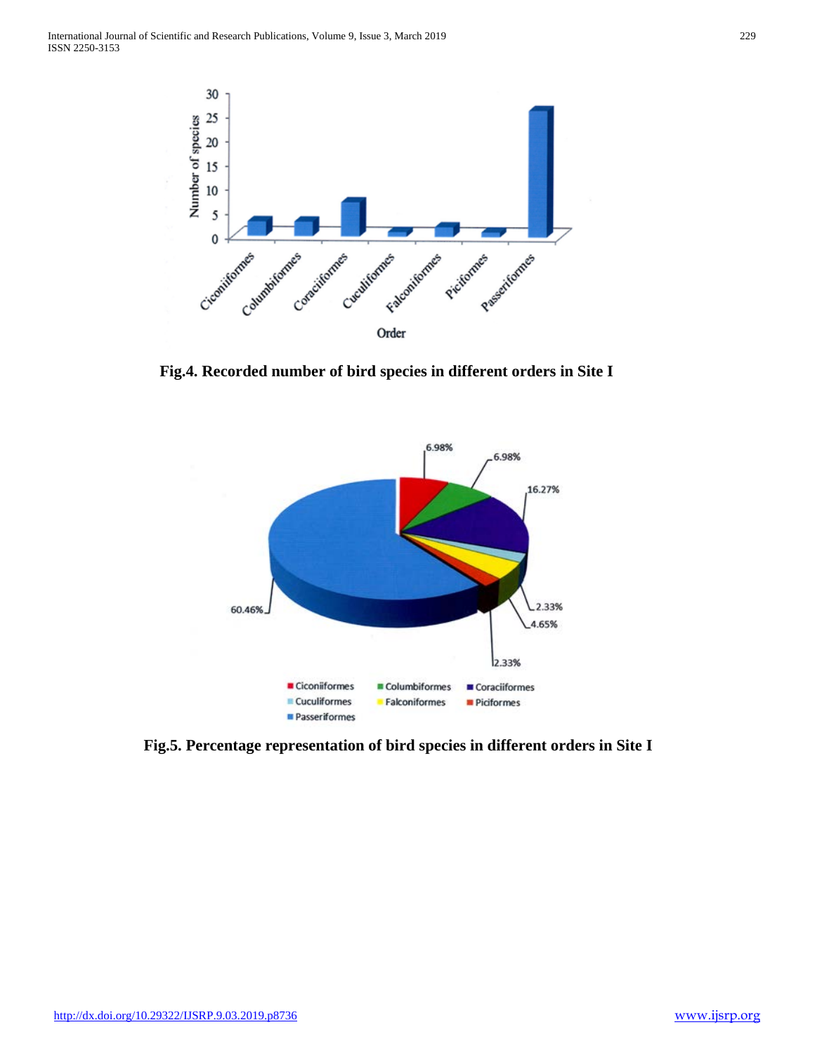Fig.4. Recorded number of bird species in different orders in Site I

Fig.5. Percentage representation of bird species in different orders in Site I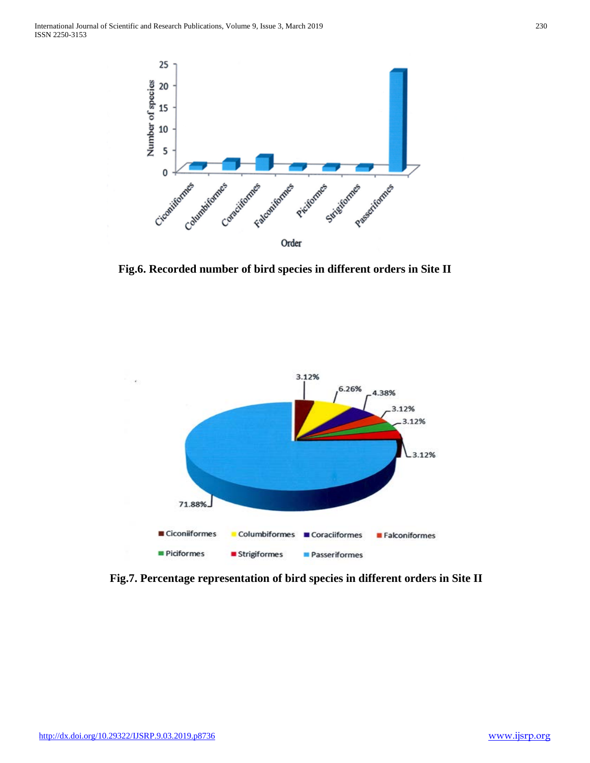**Fig.6. Recorded number of bird species in different orders in Site II**

**Fig.7. Percentage representation of bird species in different orders in Site II**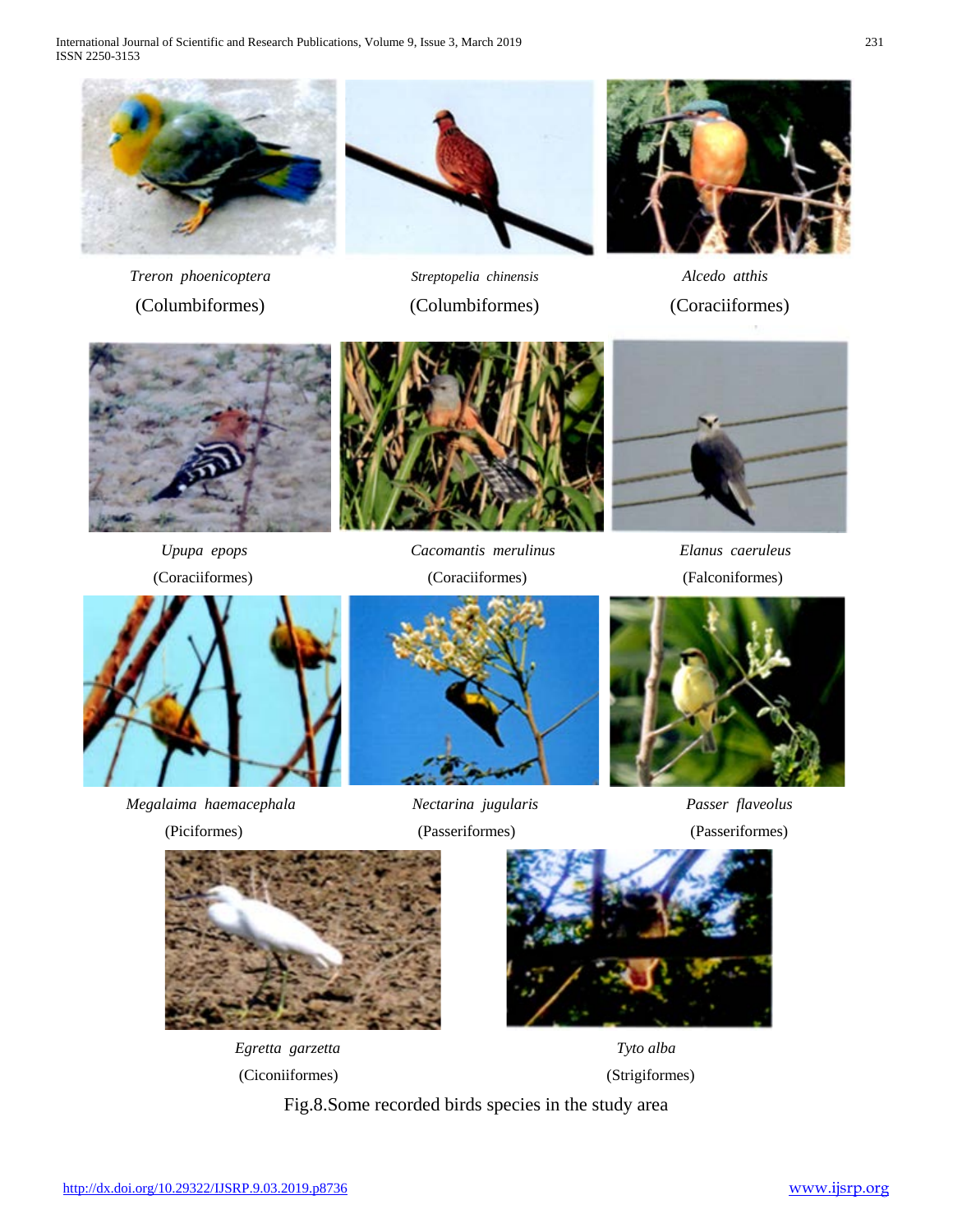*Treron phoenicoptera*

(Columbiformes)

*Streptopelia chinensis*

(Columbiformes)

*Alcedo atthis*

(Coraciiformes)

*Upupa epops*

(Coraciiformes)

*Cacomantis merulinus*

(Coraciiformes)

*Elanus caeruleus*

(Falconiformes)

*Megalaima haemacephala*

(Piciformes)

*Nectarina jugularis*

(Passeriformes)

*Passer flaveolus*

(Passeriformes)

*Egretta garzetta*

(Ciconiiformes)

*Tyto alba*

(Strigiformes)

Fig.8.Some recorded birds species in the study area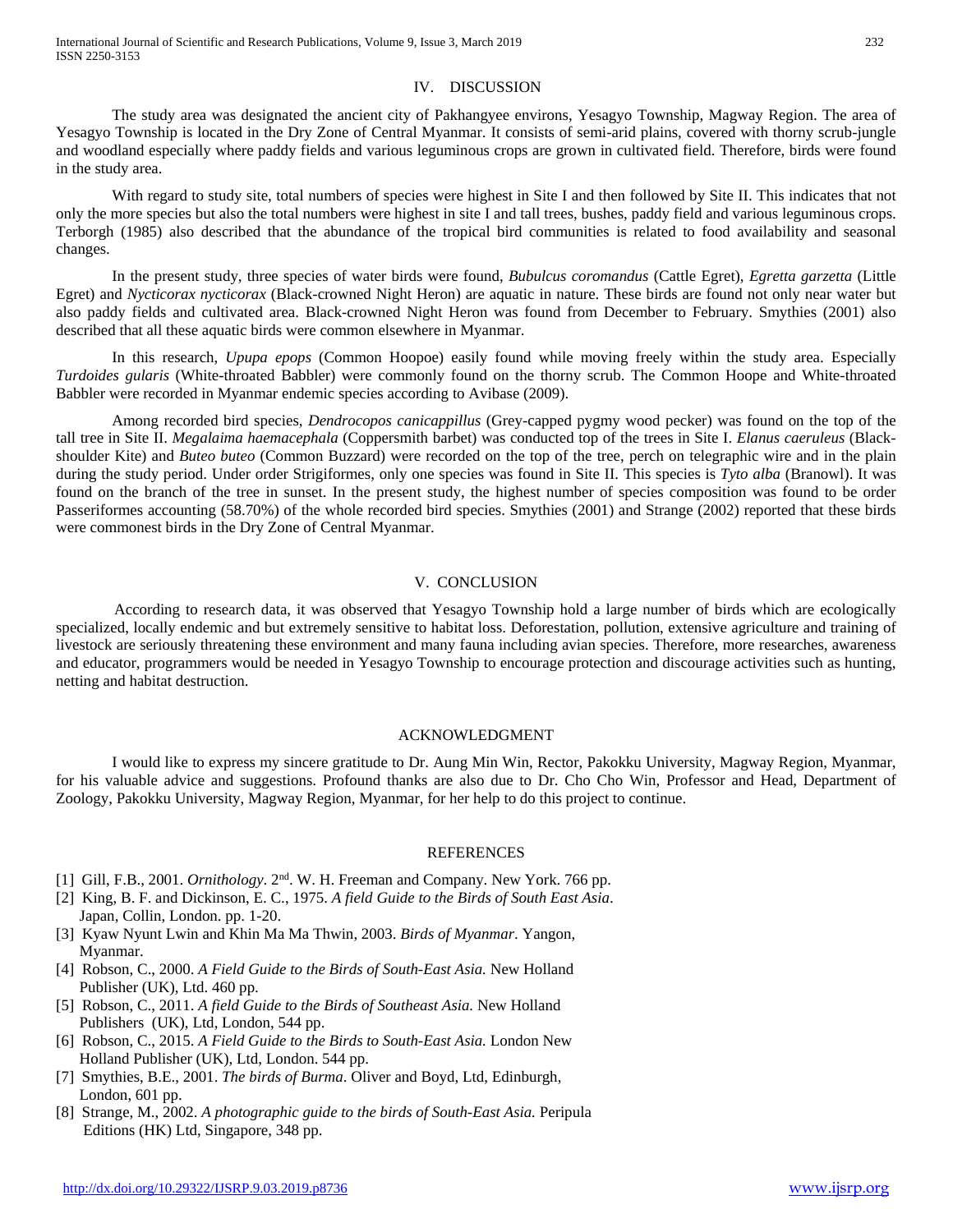## IV. DISCUSSION

The study area was designated the ancient city of Pakhangyee environs, Yesagyo Township, Magway Region. The area of Yesagyo Township is located in the Dry Zone of Central Myanmar. It consists of semi-arid plains, covered with thorny scrub-jungle and woodland especially where paddy fields and various leguminous crops are grown in cultivated field. Therefore, birds were found in the study area.

With regard to study site, total numbers of species were highest in Site I and then followed by Site II. This indicates that not only the more species but also the total numbers were highest in site I and tall trees, bushes, paddy field and various leguminous crops. Terborgh (1985) also described that the abundance of the tropical bird communities is related to food availability and seasonal changes.

In the present study, three species of water birds were found, *Bubulcus coromandus* (Cattle Egret), *Egretta garzetta* (Little Egret) and *Nycticorax nycticorax* (Black-crowned Night Heron) are aquatic in nature. These birds are found not only near water but also paddy fields and cultivated area. Black-crowned Night Heron was found from December to February. Smythies (2001) also described that all these aquatic birds were common elsewhere in Myanmar.

In this research, *Upupa epops* (Common Hoopoe) easily found while moving freely within the study area. Especially *Turdoides gularis* (White-throated Babbler) were commonly found on the thorny scrub. The Common Hoope and White-throated Babbler were recorded in Myanmar endemic species according to Avibase (2009).

Among recorded bird species, *Dendrocopos canicappillus* (Grey-capped pygmy wood pecker) was found on the top of the tall tree in Site II. *Megalaima haemacephala* (Coppersmith barbet) was conducted top of the trees in Site I. *Elanus caeruleus* (Black-shoulder Kite) and *Buteo buteo* (Common Buzzard) were recorded on the top of the tree, perch on telegraphic wire and in the plain during the study period. Under order Strigiformes, only one species was found in Site II. This species is *Tyto alba* (Branowl). It was found on the branch of the tree in sunset. In the present study, the highest number of species composition was found to be order Passeriformes accounting (58.70%) of the whole recorded bird species. Smythies (2001) and Strange (2002) reported that these birds were commonest birds in the Dry Zone of Central Myanmar.

## V. CONCLUSION

According to research data, it was observed that Yesagyo Township hold a large number of birds which are ecologically specialized, locally endemic and but extremely sensitive to habitat loss. Deforestation, pollution, extensive agriculture and training of livestock are seriously threatening these environment and many fauna including avian species. Therefore, more researches, awareness and educator, programmers would be needed in Yesagyo Township to encourage protection and discourage activities such as hunting, netting and habitat destruction.

## ACKNOWLEDGMENT

I would like to express my sincere gratitude to Dr. Aung Min Win, Rector, Pakokku University, Magway Region, Myanmar, for his valuable advice and suggestions. Profound thanks are also due to Dr. Cho Cho Win, Professor and Head, Department of Zoology, Pakokku University, Magway Region, Myanmar, for her help to do this project to continue.

## REFERENCES

[1] Gill, F.B., 2001. *Ornithology*. 2nd. W. H. Freeman and Company. New York. 766 pp.

[2] King, B. F. and Dickinson, E. C., 1975. *A field Guide to the Birds of South East Asia*. Japan, Collin, London. pp. 1-20.

[3] Kyaw Nyunt Lwin and Khin Ma Ma Thwin, 2003. *Birds of Myanmar*. Yangon, Myanmar.

[4] Robson, C., 2000. *A Field Guide to the Birds of South-East Asia.* New Holland Publisher (UK), Ltd. 460 pp.

[5] Robson, C., 2011. *A field Guide to the Birds of Southeast Asia.* New Holland Publishers (UK), Ltd, London, 544 pp.

[6] Robson, C., 2015. *A Field Guide to the Birds to South-East Asia.* London New Holland Publisher (UK), Ltd, London. 544 pp.

[7] Smythies, B.E., 2001. *The birds of Burma*. Oliver and Boyd, Ltd, Edinburgh, London, 601 pp.

[8] Strange, M., 2002. *A photographic guide to the birds of South-East Asia.* Peripula Editions (HK) Ltd, Singapore, 348 pp.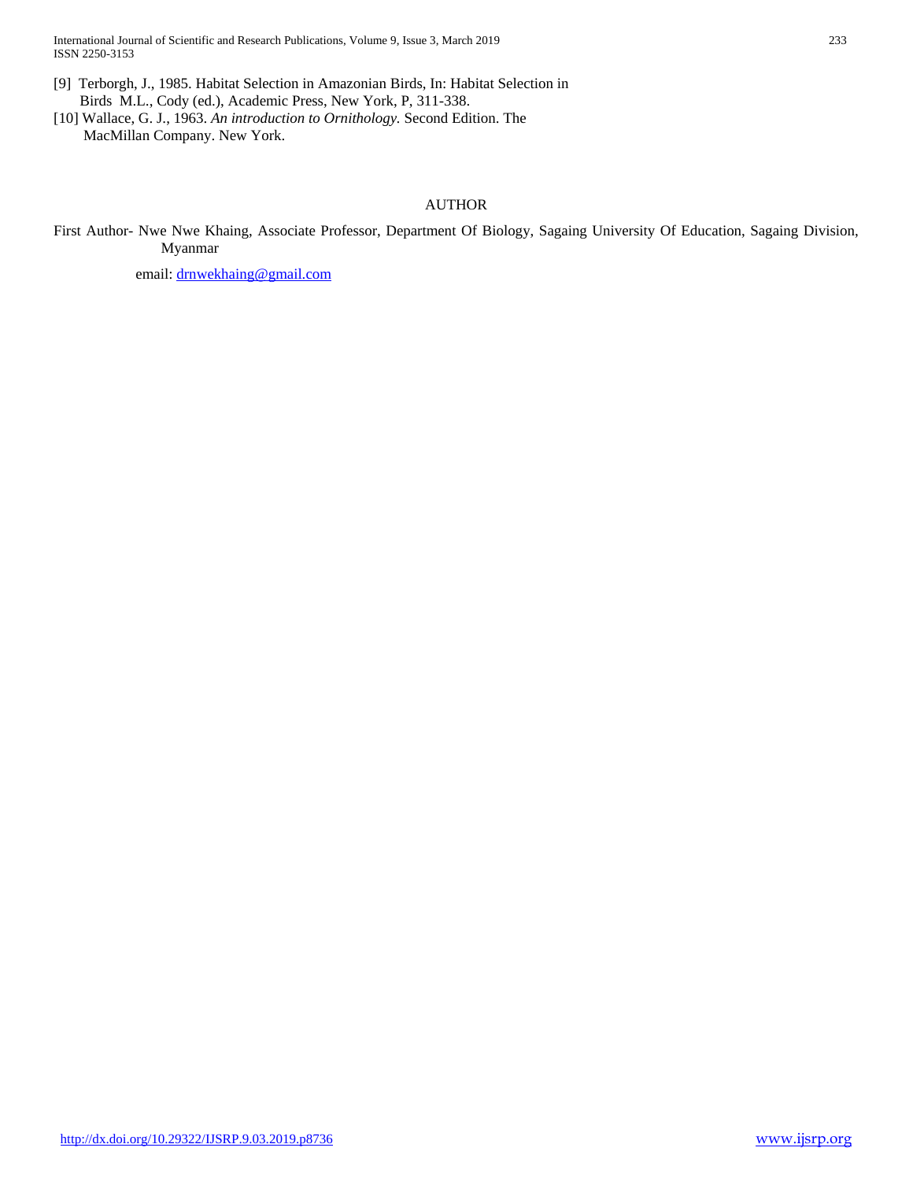[9] Terborgh, J., 1985. Habitat Selection in Amazonian Birds, In: Habitat Selection in Birds M.L., Cody (ed.), Academic Press, New York, P, 311-338.

[10] Wallace, G. J., 1963. *An introduction to Ornithology.* Second Edition. The MacMillan Company. New York.

## AUTHOR

First Author- Nwe Nwe Khaing, Associate Professor, Department Of Biology, Sagaing University Of Education, Sagaing Division, Myanmar

email: drnwekhaing@gmail.com